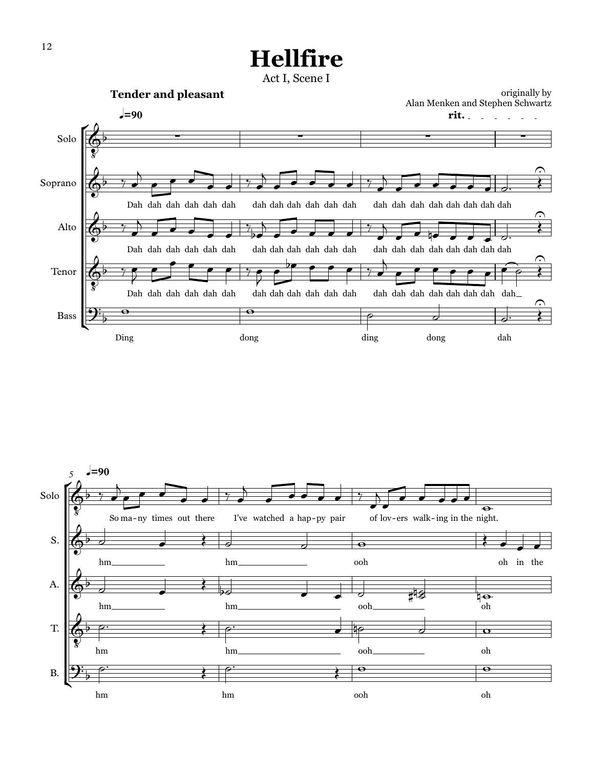# Hellfire

Act I, Scene I

originally by
Alan Menken and Stephen Schwartz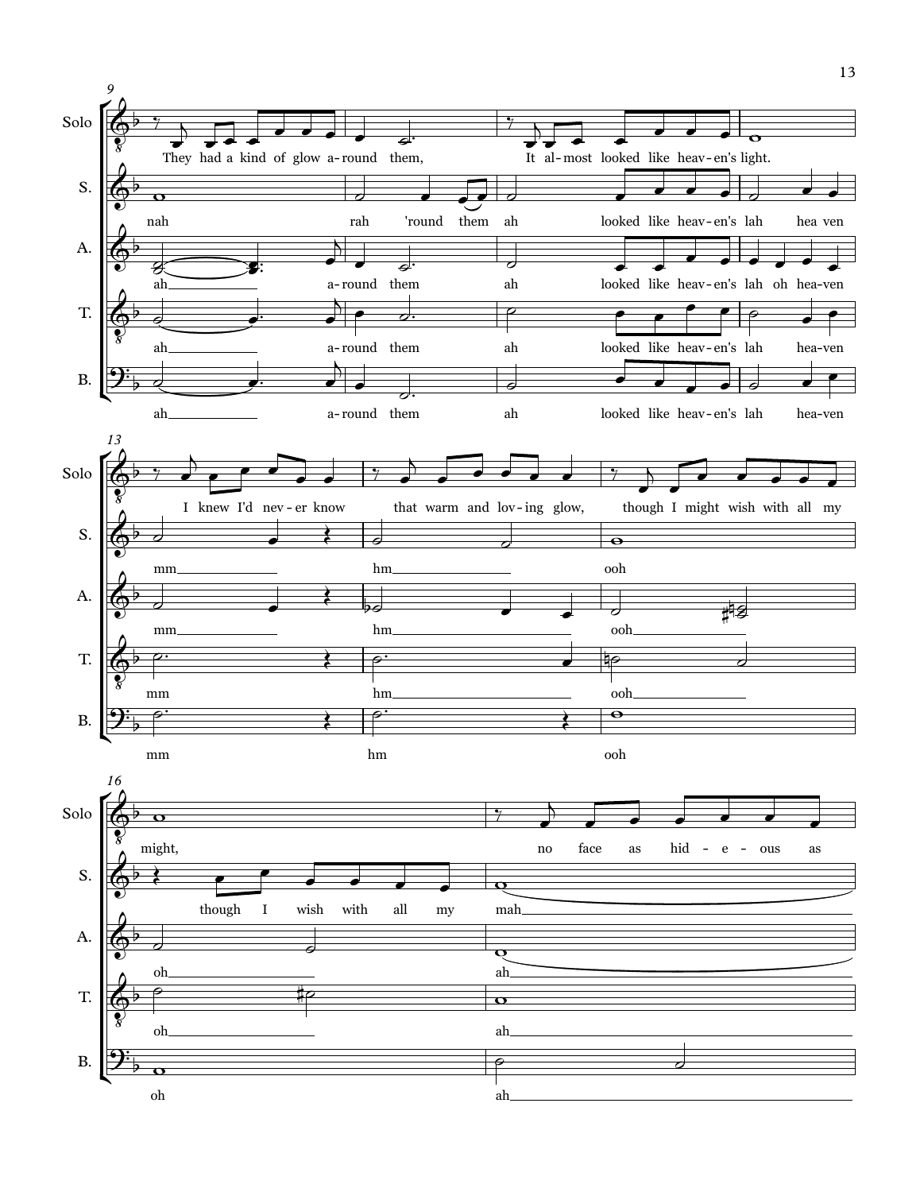**9**

Solo: They had a kind of glow a-round them, It al-most looked like heav-en's light.

S.: nah rah 'round them ah looked like heav-en's lah hea ven

A.: ah a-round them ah looked like heav-en's lah oh hea-ven

T.: ah a-round them ah looked like heav-en's lah hea-ven

B.: ah a-round them ah looked like heav-en's lah hea-ven

**13**

Solo: I knew I'd nev-er know that warm and lov-ing glow, though I might wish with all my

S.: mm hm ooh

A.: mm hm ooh

T.: mm hm ooh

B.: mm hm ooh

**16**

Solo: might, no face as hid-e-ous as

S.: though I wish with all my mah

A.: oh ah

T.: oh ah

B.: oh ah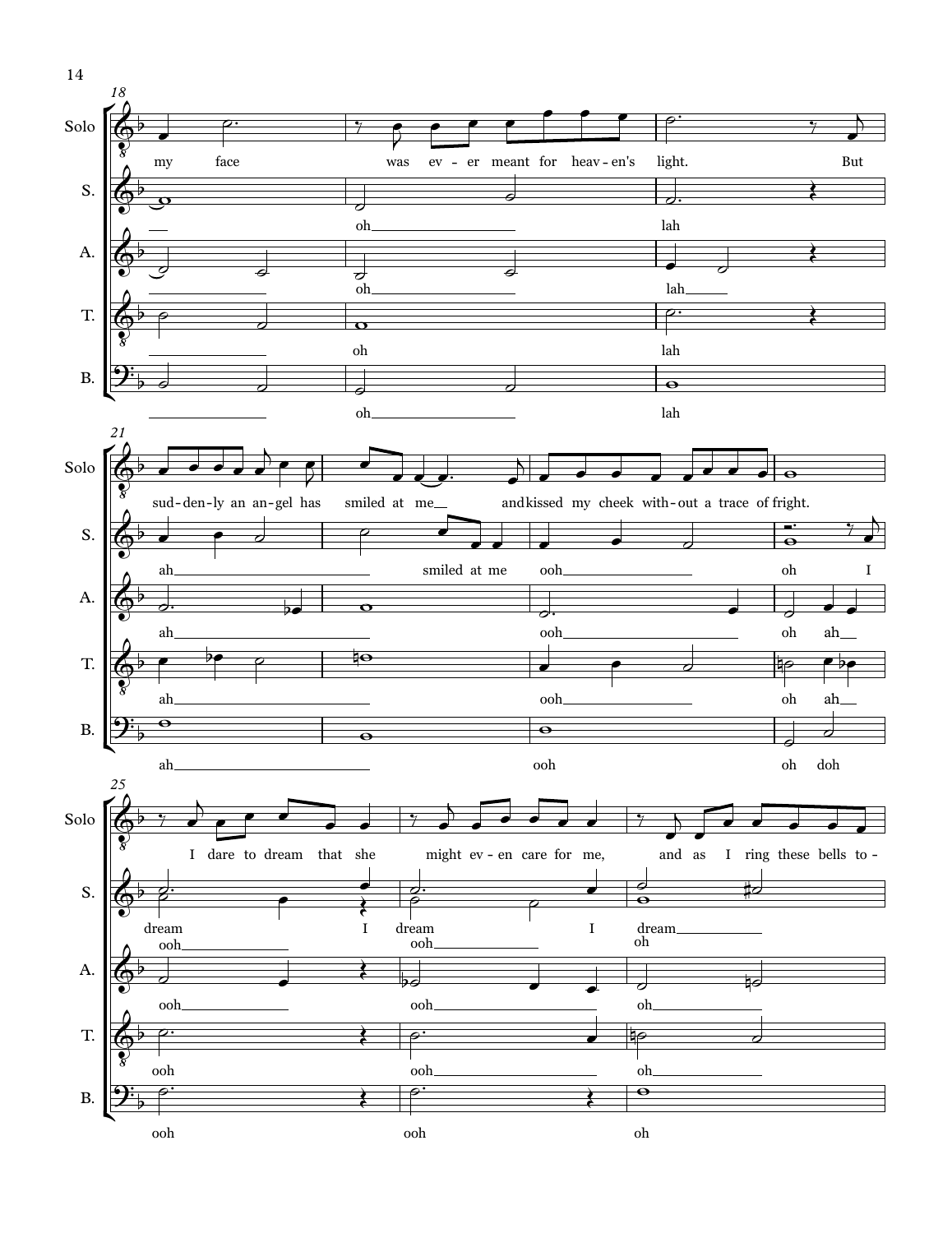Solo: my face was ev - er meant for heav - en's light. But

S.: — oh lah

A.: oh lah

T.: oh lah

B.: oh lah

Solo: sud - den - ly an an - gel has smiled at me and kissed my cheek with - out a trace of fright.

S.: ah smiled at me ooh oh I

A.: ah ooh oh ah

T.: ah ooh oh ah

B.: ah ooh oh doh

Solo: I dare to dream that she might ev - en care for me, and as I ring these bells to -

S.: dream I dream I dream

A.: ooh ooh oh

A.: ooh ooh oh

T.: ooh ooh oh

B.: ooh ooh oh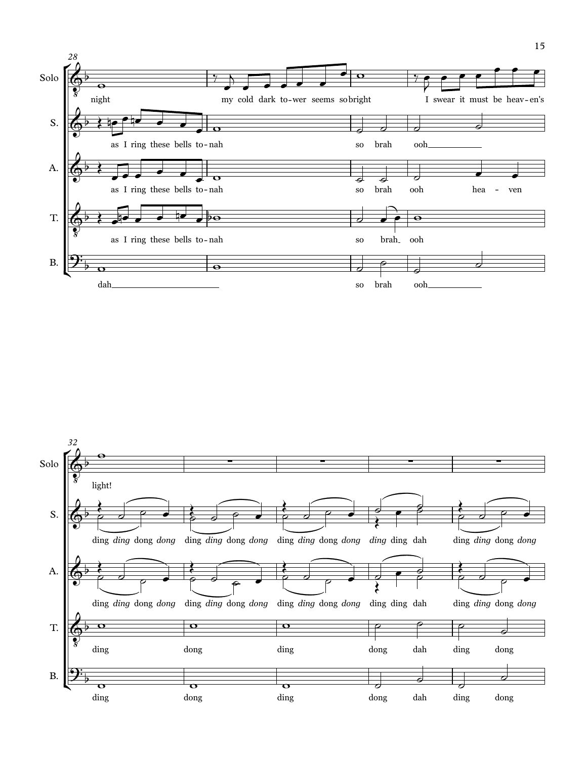28

Solo: night — my cold dark to-wer seems so bright — I swear it must be heav-en's

S.: as I ring these bells to-nah — so brah — ooh

A.: as I ring these bells to-nah — so brah — ooh — hea - ven

T.: as I ring these bells to-nah — so brah ooh

B.: dah — so brah — ooh

32

Solo: light!

S.: ding *ding* dong *dong* — ding *ding* dong *dong* — ding *ding* dong *dong* — *ding* ding dah — ding *ding* dong *dong*

A.: ding *ding* dong *dong* — ding *ding* dong *dong* — ding *ding* dong *dong* — ding ding dah — ding *ding* dong *dong*

T.: ding — dong — ding — dong dah — ding dong

B.: ding — dong — ding — dong dah — ding dong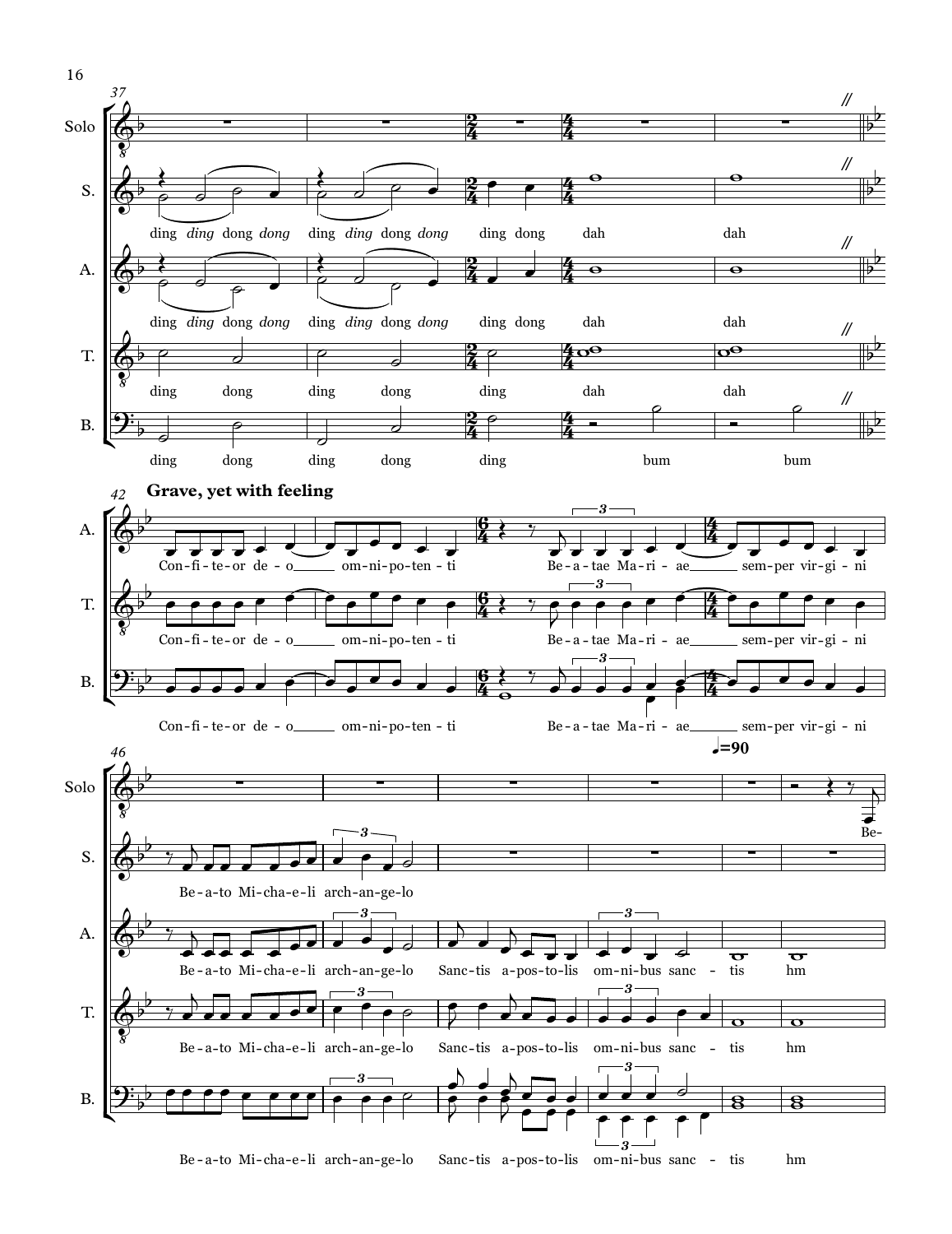Solo
S.
A.
T.
B.

ding *ding* dong *dong* ding *ding* dong *dong* ding dong dah dah

ding *ding* dong *dong* ding *ding* dong *dong* ding dong dah dah

ding dong ding dong ding dah dah

ding dong ding dong ding bum bum

**Grave, yet with feeling**

A.
T.
B.

Con-fi-te-or de-o\_\_\_\_\_ om-ni-po-ten-ti Be-a-tae Ma-ri-ae\_\_\_\_\_ sem-per vir-gi-ni

Con-fi-te-or de-o\_\_\_\_\_ om-ni-po-ten-ti Be-a-tae Ma-ri-ae\_\_\_\_\_ sem-per vir-gi-ni

Con-fi-te-or de-o\_\_\_\_\_ om-ni-po-ten-ti Be-a-tae Ma-ri-ae\_\_\_\_\_ sem-per vir-gi-ni

♩=90

Solo
S.
A.
T.
B.

Be-

Be-a-to Mi-cha-e-li arch-an-ge-lo

Be-a-to Mi-cha-e-li arch-an-ge-lo Sanc-tis a-pos-to-lis om-ni-bus sanc - tis hm

Be-a-to Mi-cha-e-li arch-an-ge-lo Sanc-tis a-pos-to-lis om-ni-bus sanc - tis hm

Be-a-to Mi-cha-e-li arch-an-ge-lo Sanc-tis a-pos-to-lis om-ni-bus sanc - tis hm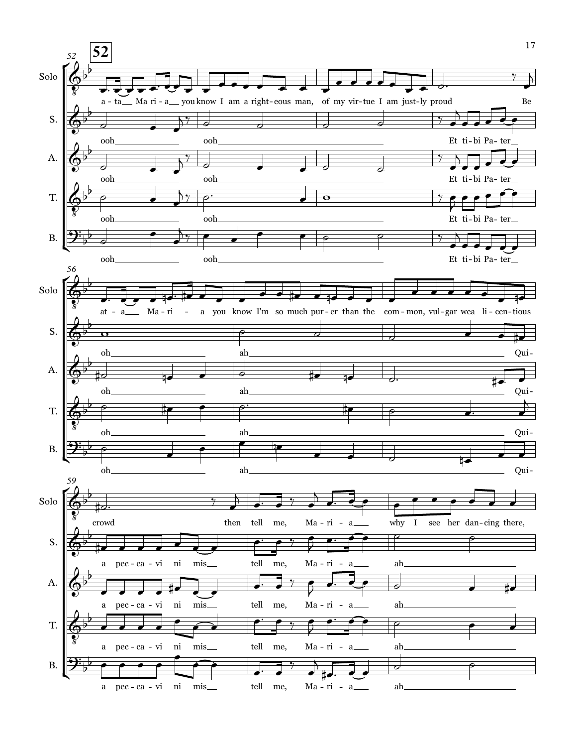**52**

Solo: a - ta Ma ri - a you know I am a right - eous man, of my vir - tue I am just - ly proud Be

S.: ooh ooh Et ti - bi Pa - ter

A.: ooh ooh Et ti - bi Pa - ter

T.: ooh ooh Et ti - bi Pa - ter

B.: ooh ooh Et ti - bi Pa - ter

56

Solo: at - a Ma - ri - a you know I'm so much pur - er than the com - mon, vul - gar wea li - cen - tious

S.: oh ah Qui -

A.: oh ah Qui -

T.: oh ah Qui -

B.: oh ah Qui -

59

Solo: crowd then tell me, Ma - ri - a why I see her dan - cing there,

S.: a pec - ca - vi ni mis tell me, Ma - ri - a ah

A.: a pec - ca - vi ni mis tell me, Ma - ri - a ah

T.: a pec - ca - vi ni mis tell me, Ma - ri - a ah

B.: a pec - ca - vi ni mis tell me, Ma - ri - a ah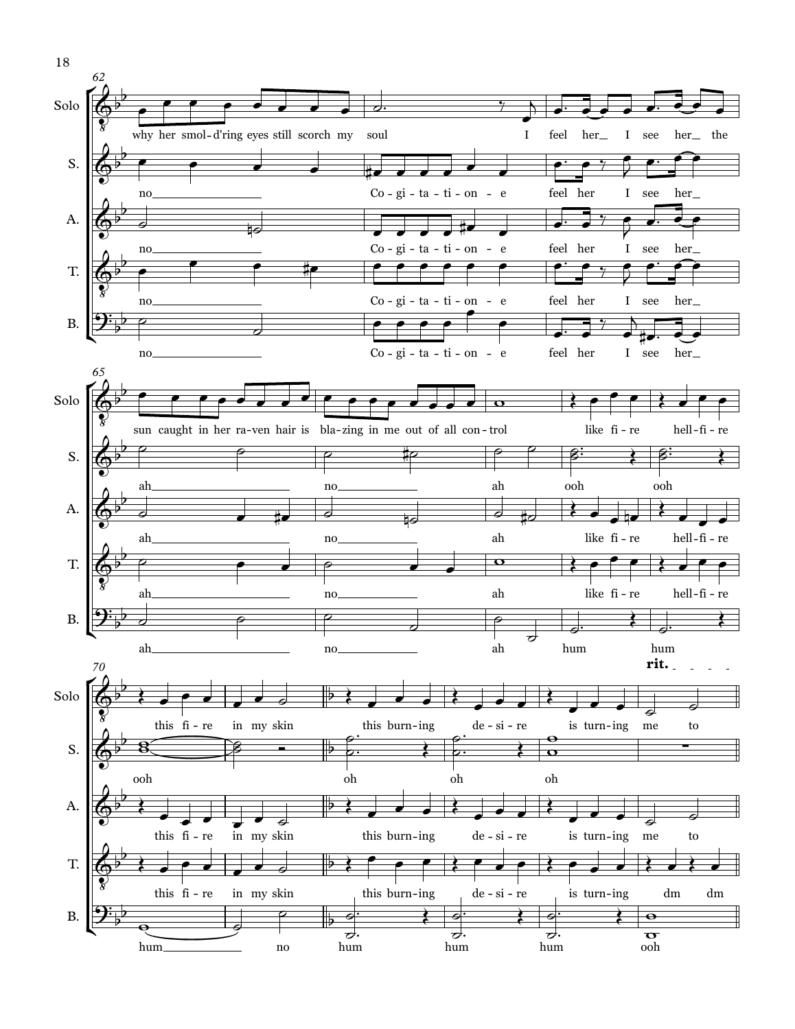Solo: why her smol-d'ring eyes still scorch my soul I feel her I see her the sun caught in her ra-ven hair is bla-zing in me out of all con-trol like fi-re hell-fi-re this fi-re in my skin this burn-ing de-si-re is turn-ing me to

S.: no Co-gi-ta-ti-on-e feel her I see her ah no ah ooh ooh ooh oh oh oh

A.: no Co-gi-ta-ti-on-e feel her I see her ah no ah like fi-re hell-fi-re this fi-re in my skin this burn-ing de-si-re is turn-ing me to

T.: no Co-gi-ta-ti-on-e feel her I see her ah no ah like fi-re hell-fi-re this fi-re in my skin this burn-ing de-si-re is turn-ing dm dm

B.: no Co-gi-ta-ti-on-e feel her I see her ah no ah hum hum hum no hum hum hum ooh

rit.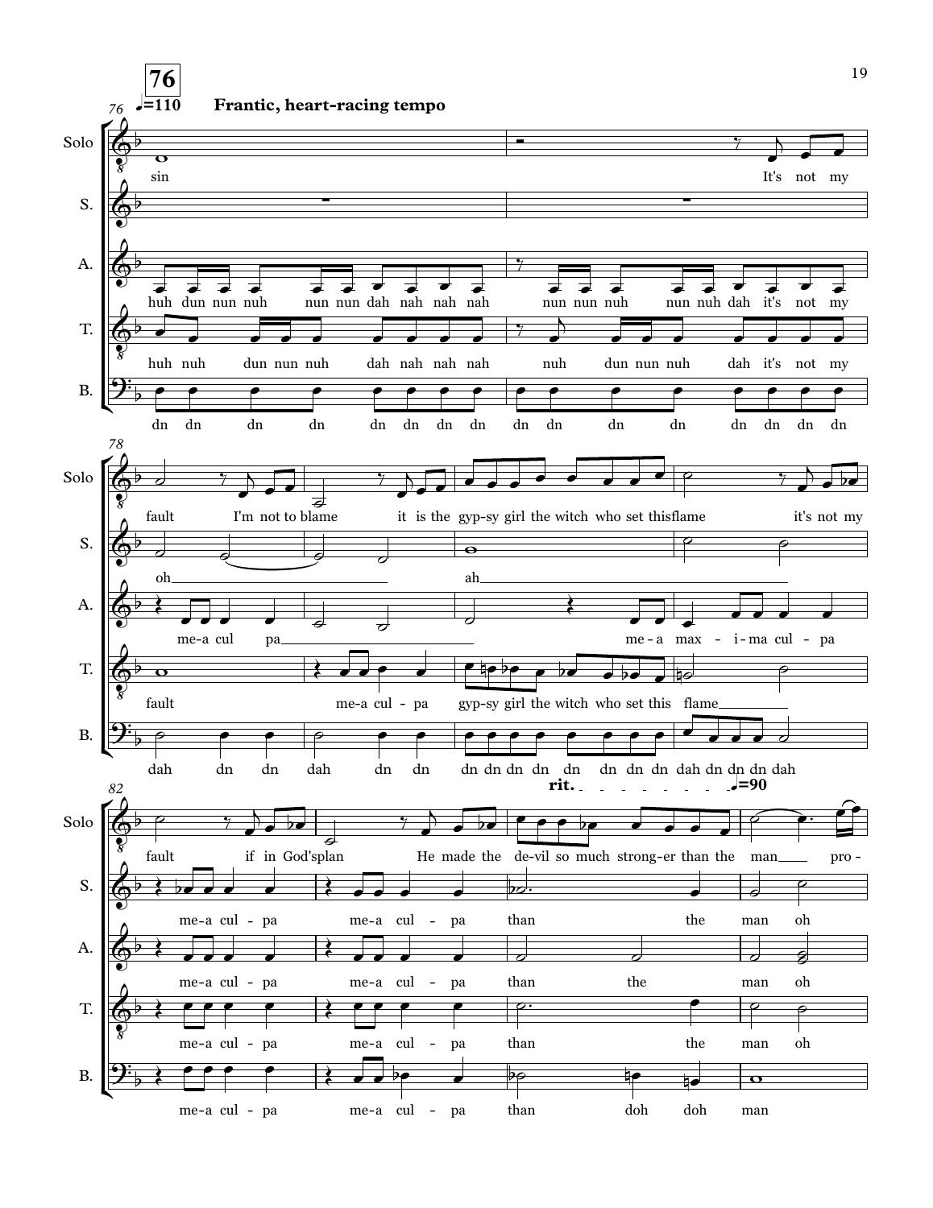**76**

♩=110 **Frantic, heart-racing tempo**

**Solo:** sin It's not my fault I'm not to blame it is the gyp-sy girl the witch who set this flame it's not my fault if in God's plan He made the de-vil so much strong-er than the man pro-

**S.:** oh ah me-a cul-pa me-a cul-pa than the man oh

**A.:** huh dun nun nuh nun nun dah nah nah nah nun nun nuh nun nuh dah it's not my me-a cul pa me-a max-i-ma cul-pa me-a cul-pa me-a cul-pa than the man oh

**T.:** huh nuh dun nun nuh dah nah nah nah nuh dun nun nuh dah it's not my fault me-a cul-pa gyp-sy girl the witch who set this flame me-a cul-pa me-a cul-pa than the man oh

**B.:** dn dn dn dn dn dn dn dn dn dn dn dn dn dn dn dn dah dn dn dah dn dn dn dn dn dn dn dn dn dn dah dn dn dn dah me-a cul-pa me-a cul-pa than doh doh man

rit. ♩=90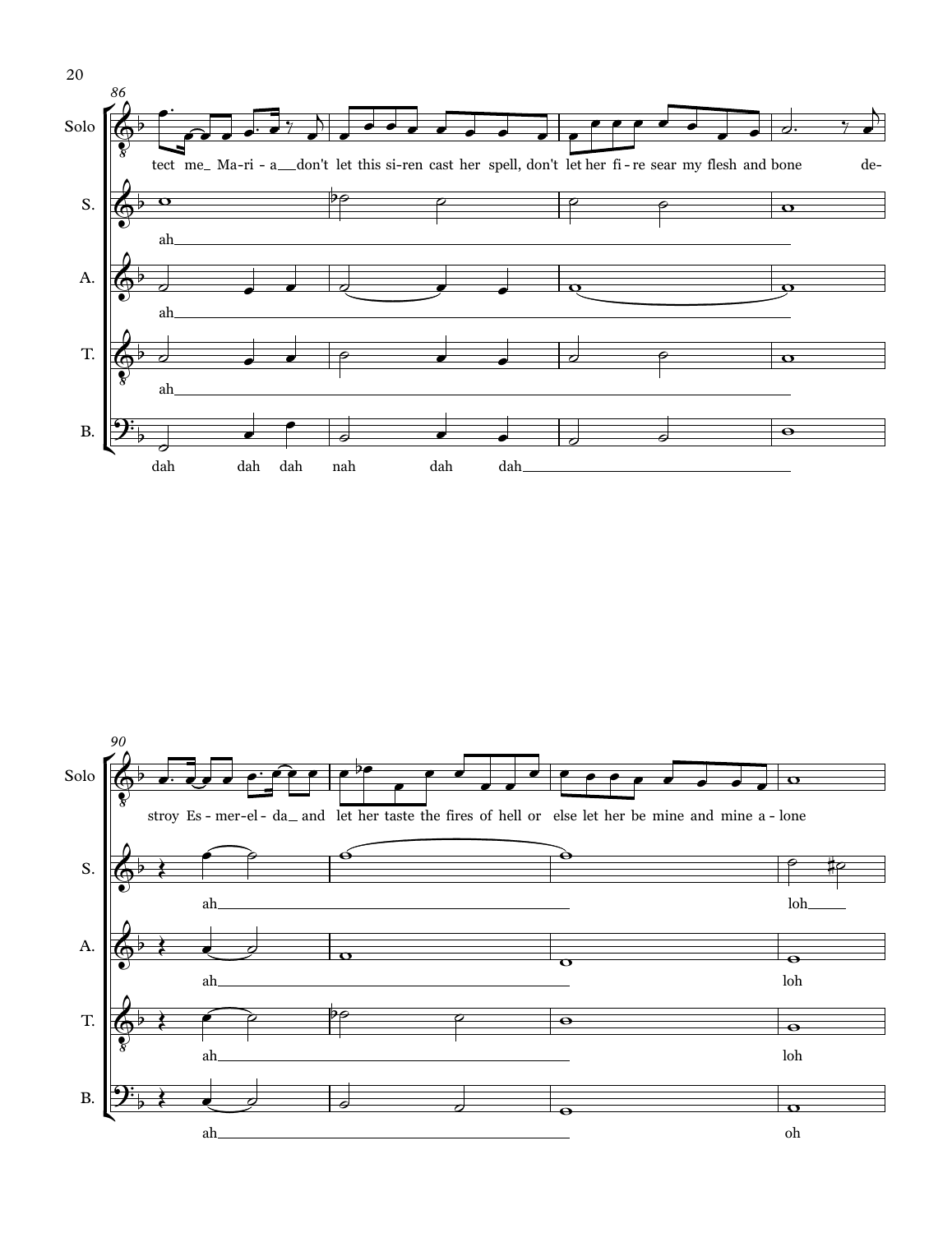86

Solo: tect me_ Ma-ri - a__don't let this si-ren cast her spell, don't let her fi - re sear my flesh and bone de-

S.: ah

A.: ah

T.: ah

B.: dah dah dah nah dah dah

90

Solo: stroy Es - mer-el - da_ and let her taste the fires of hell or else let her be mine and mine a - lone

S.: ah loh

A.: ah loh

T.: ah loh

B.: ah oh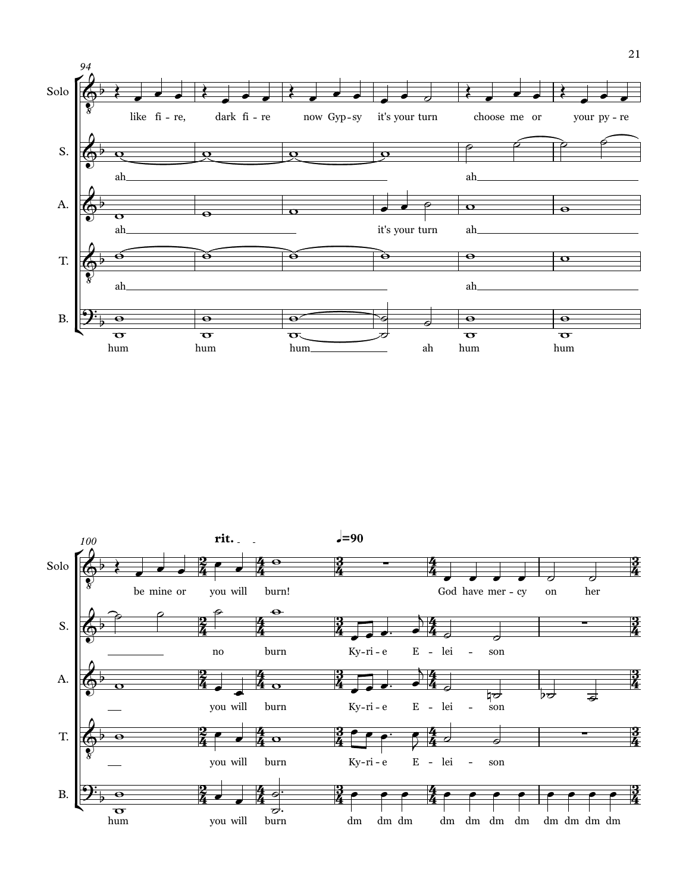94

Solo: like fi - re, dark fi - re now Gyp - sy it's your turn choose me or your py - re

S.: ah ah

A.: ah it's your turn ah

T.: ah ah

B.: hum hum hum ah hum hum

100

**rit.**

♩=90

Solo: be mine or you will burn! God have mer - cy on her

S.: no burn Ky - ri - e E - lei - son

A.: you will burn Ky - ri - e E - lei - son

T.: you will burn Ky - ri - e E - lei - son

B.: hum you will burn dm dm dm dm dm dm dm dm dm dm dm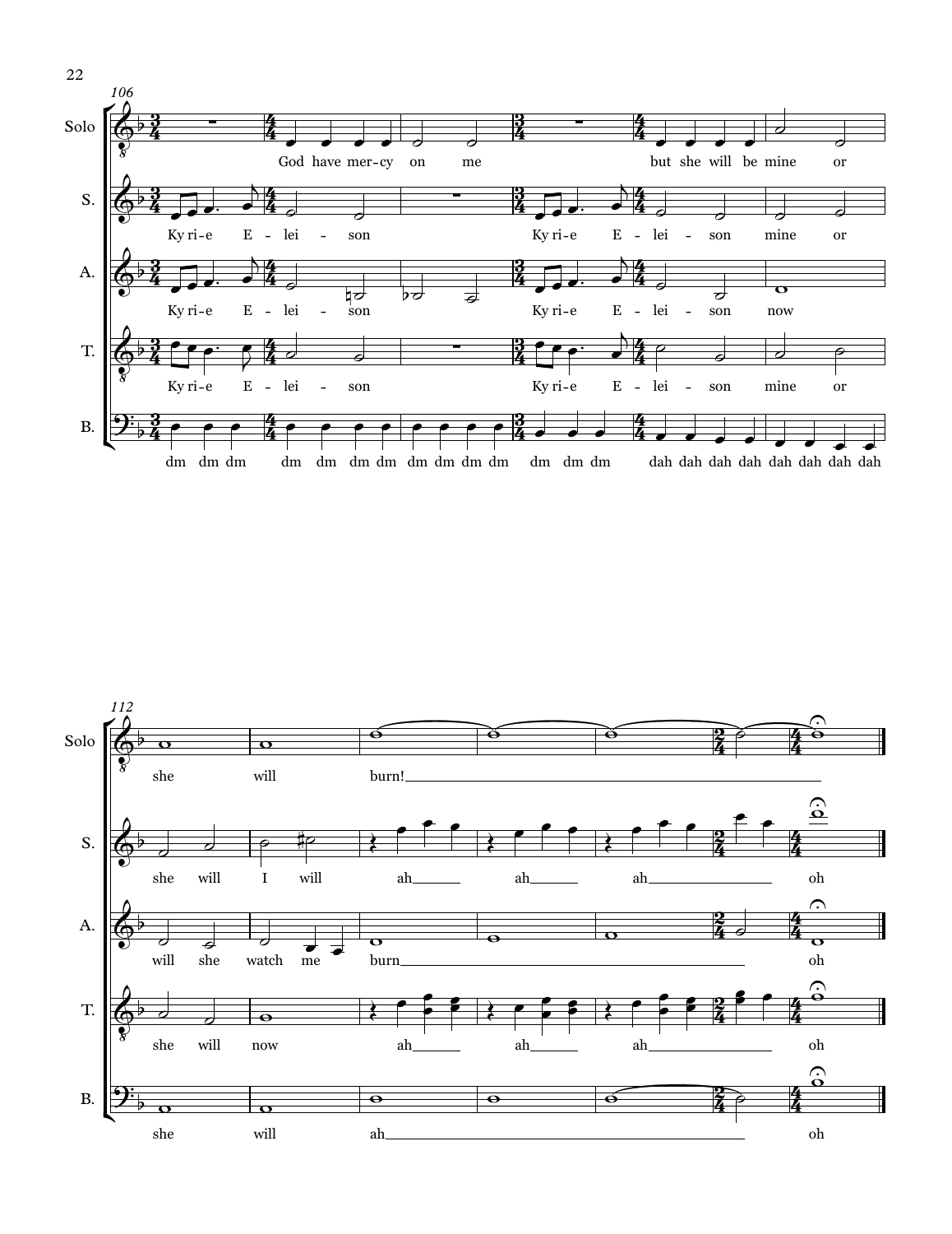Solo
God have mer-cy on me but she will be mine or

S.
Ky ri-e E - lei - son Ky ri-e E - lei - son mine or

A.
Ky ri-e E - lei - son Ky ri-e E - lei - son now

T.
Ky ri-e E - lei - son Ky ri-e E - lei - son mine or

B.
dm dm dm dm dm dm dm dm dm dm dm dm dm dm dah dah dah dah dah dah dah dah

Solo
she will burn!

S.
she will I will ah ah ah oh

A.
will she watch me burn oh

T.
she will now ah ah ah oh

B.
she will ah oh